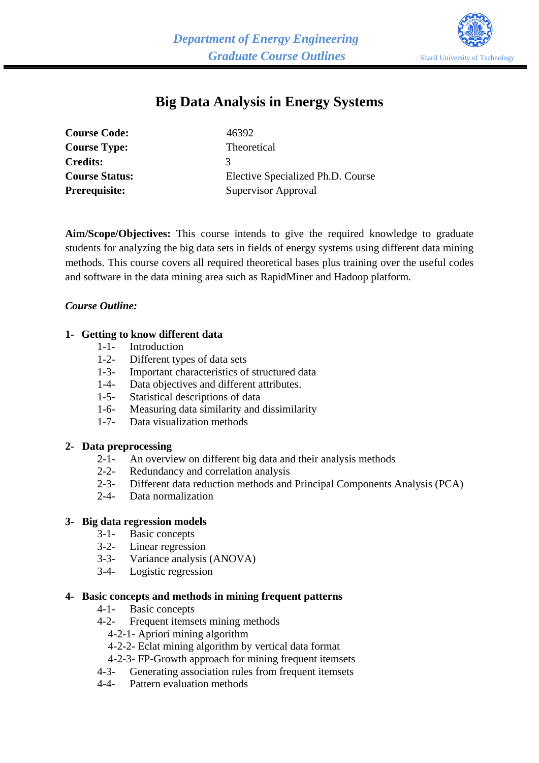# Big Data Analysis in Energy Systems

**Course Code:** 46392
**Course Type:** Theoretical
**Credits:** 3
**Course Status:** Elective Specialized Ph.D. Course
**Prerequisite:** Supervisor Approval

**Aim/Scope/Objectives:** This course intends to give the required knowledge to graduate students for analyzing the big data sets in fields of energy systems using different data mining methods. This course covers all required theoretical bases plus training over the useful codes and software in the data mining area such as RapidMiner and Hadoop platform.

***Course Outline:***

**1- Getting to know different data**

- 1-1- Introduction
- 1-2- Different types of data sets
- 1-3- Important characteristics of structured data
- 1-4- Data objectives and different attributes.
- 1-5- Statistical descriptions of data
- 1-6- Measuring data similarity and dissimilarity
- 1-7- Data visualization methods

**2- Data preprocessing**

- 2-1- An overview on different big data and their analysis methods
- 2-2- Redundancy and correlation analysis
- 2-3- Different data reduction methods and Principal Components Analysis (PCA)
- 2-4- Data normalization

**3- Big data regression models**

- 3-1- Basic concepts
- 3-2- Linear regression
- 3-3- Variance analysis (ANOVA)
- 3-4- Logistic regression

**4- Basic concepts and methods in mining frequent patterns**

- 4-1- Basic concepts
- 4-2- Frequent itemsets mining methods
  - 4-2-1- Apriori mining algorithm
  - 4-2-2- Eclat mining algorithm by vertical data format
  - 4-2-3- FP-Growth approach for mining frequent itemsets
- 4-3- Generating association rules from frequent itemsets
- 4-4- Pattern evaluation methods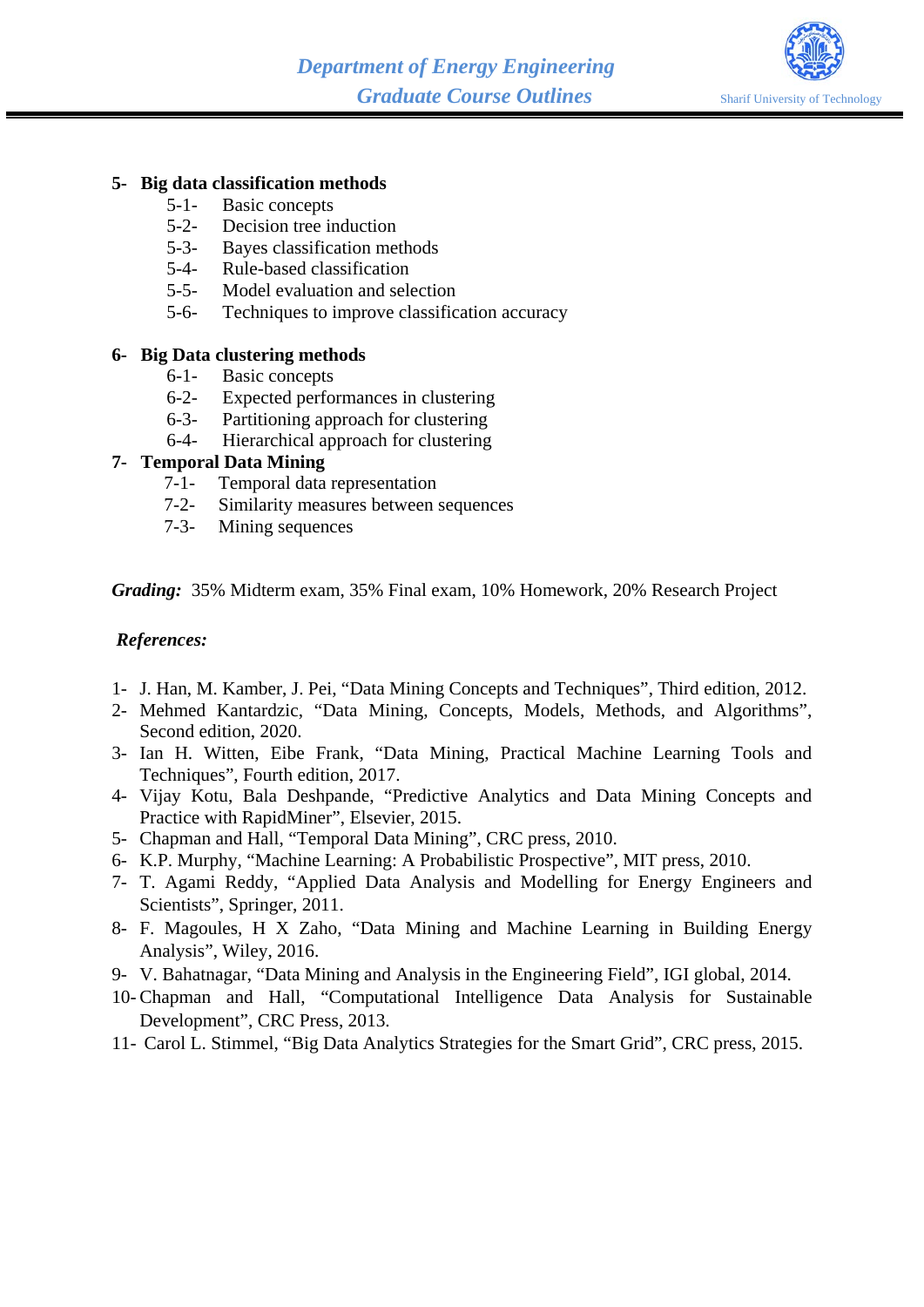5- **Big data classification methods**
   - 5-1- Basic concepts
   - 5-2- Decision tree induction
   - 5-3- Bayes classification methods
   - 5-4- Rule-based classification
   - 5-5- Model evaluation and selection
   - 5-6- Techniques to improve classification accuracy

6- **Big Data clustering methods**
   - 6-1- Basic concepts
   - 6-2- Expected performances in clustering
   - 6-3- Partitioning approach for clustering
   - 6-4- Hierarchical approach for clustering

7- **Temporal Data Mining**
   - 7-1- Temporal data representation
   - 7-2- Similarity measures between sequences
   - 7-3- Mining sequences

***Grading:*** 35% Midterm exam, 35% Final exam, 10% Homework, 20% Research Project

***References:***

1. J. Han, M. Kamber, J. Pei, "Data Mining Concepts and Techniques", Third edition, 2012.
2. Mehmed Kantardzic, "Data Mining, Concepts, Models, Methods, and Algorithms", Second edition, 2020.
3. Ian H. Witten, Eibe Frank, "Data Mining, Practical Machine Learning Tools and Techniques", Fourth edition, 2017.
4. Vijay Kotu, Bala Deshpande, "Predictive Analytics and Data Mining Concepts and Practice with RapidMiner", Elsevier, 2015.
5. Chapman and Hall, "Temporal Data Mining", CRC press, 2010.
6. K.P. Murphy, "Machine Learning: A Probabilistic Prospective", MIT press, 2010.
7. T. Agami Reddy, "Applied Data Analysis and Modelling for Energy Engineers and Scientists", Springer, 2011.
8. F. Magoules, H X Zaho, "Data Mining and Machine Learning in Building Energy Analysis", Wiley, 2016.
9. V. Bahatnagar, "Data Mining and Analysis in the Engineering Field", IGI global, 2014.
10. Chapman and Hall, "Computational Intelligence Data Analysis for Sustainable Development", CRC Press, 2013.
11. Carol L. Stimmel, "Big Data Analytics Strategies for the Smart Grid", CRC press, 2015.